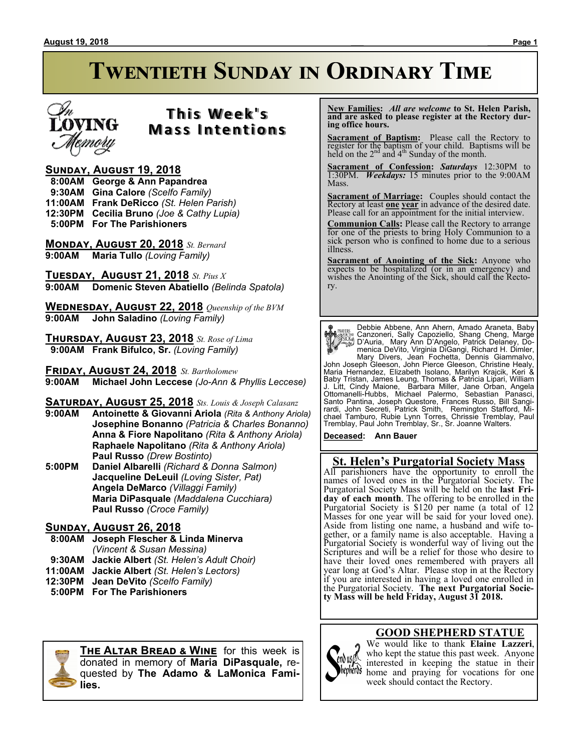# Twentieth Sunday in Ordinary Time

In Loving Memory

## This Week's Mass Intentions

**Sunday, August 19, 2018**

- **8:00AM** **George & Ann Papandrea**
- **9:30AM** **Gina Calore** *(Scelfo Family)*
- **11:00AM** **Frank DeRicco** *(St. Helen Parish)*
- **12:30PM** **Cecilia Bruno** *(Joe & Cathy Lupia)*
- **5:00PM** **For The Parishioners**

**Monday, August 20, 2018** *St. Bernard*

- **9:00AM** **Maria Tullo** *(Loving Family)*

**Tuesday, August 21, 2018** *St. Pius X*

- **9:00AM** **Domenic Steven Abatiello** *(Belinda Spatola)*

**Wednesday, August 22, 2018** *Queenship of the BVM*

- **9:00AM** **John Saladino** *(Loving Family)*

**Thursday, August 23, 2018** *St. Rose of Lima*

- **9:00AM** **Frank Bifulco, Sr.** *(Loving Family)*

**Friday, August 24, 2018** *St. Bartholomew*

- **9:00AM** **Michael John Leccese** *(Jo-Ann & Phyllis Leccese)*

**Saturday, August 25, 2018** *Sts. Louis & Joseph Calasanz*

- **9:00AM** **Antoinette & Giovanni Ariola** *(Rita & Anthony Ariola)*
  **Josephine Bonanno** *(Patricia & Charles Bonanno)*
  **Anna & Fiore Napolitano** *(Rita & Anthony Ariola)*
  **Raphaele Napolitano** *(Rita & Anthony Ariola)*
  **Paul Russo** *(Drew Bostinto)*
- **5:00PM** **Daniel Albarelli** *(Richard & Donna Salmon)*
  **Jacqueline DeLeuil** *(Loving Sister, Pat)*
  **Angela DeMarco** *(Villaggi Family)*
  **Maria DiPasquale** *(Maddalena Cucchiara)*
  **Paul Russo** *(Croce Family)*

**Sunday, August 26, 2018**

- **8:00AM** **Joseph Flescher & Linda Minerva** *(Vincent & Susan Messina)*
- **9:30AM** **Jackie Albert** *(St. Helen's Adult Choir)*
- **11:00AM** **Jackie Albert** *(St. Helen's Lectors)*
- **12:30PM** **Jean DeVito** *(Scelfo Family)*
- **5:00PM** **For The Parishioners**

**The Altar Bread & Wine** for this week is donated in memory of **Maria DiPasquale,** requested by **The Adamo & LaMonica Families.**

---

**New Families:** *All are welcome* **to St. Helen Parish, and are asked to please register at the Rectory during office hours.**

**Sacrament of Baptism:** Please call the Rectory to register for the baptism of your child. Baptisms will be held on the 2nd and 4th Sunday of the month.

**Sacrament of Confession:** ***Saturdays*** 12:30PM to 1:30PM. ***Weekdays:*** 15 minutes prior to the 9:00AM Mass.

**Sacrament of Marriage:** Couples should contact the Rectory at least **one year** in advance of the desired date. Please call for an appointment for the initial interview.

**Communion Calls:** Please call the Rectory to arrange for one of the priests to bring Holy Communion to a sick person who is confined to home due to a serious illness.

**Sacrament of Anointing of the Sick:** Anyone who expects to be hospitalized (or in an emergency) and wishes the Anointing of the Sick, should call the Rectory.

---

Prayers for the Sick

Debbie Abbene, Ann Ahern, Amado Araneta, Baby Canzoneri, Sally Capoziello, Shang Cheng, Marge D'Auria, Mary Ann D'Angelo, Patrick Delaney, Domenica DeVito, Virginia DiGangi, Richard H. Dimler, Mary Divers, Jean Fochetta, Dennis Giammalvo, John Joseph Gleeson, John Pierce Gleeson, Christine Healy, Maria Hernandez, Elizabeth Isolano, Marilyn Krajcik, Keri & Baby Tristan, James Leung, Thomas & Patricia Lipari, William J. Litt, Cindy Maione, Barbara Miller, Jane Orban, Angela Ottomanelli-Hubbs, Michael Palermo, Sebastian Panasci, Santo Pantina, Joseph Questore, Frances Russo, Bill Sangirardi, John Secreti, Patrick Smith, Remington Stafford, Michael Tamburo, Rubie Lynn Torres, Chrissie Tremblay, Paul Tremblay, Paul John Tremblay, Sr., Sr. Joanne Walters.

**Deceased:** **Ann Bauer**

---

## St. Helen's Purgatorial Society Mass

All parishioners have the opportunity to enroll the names of loved ones in the Purgatorial Society. The Purgatorial Society Mass will be held on the **last Friday of each month**. The offering to be enrolled in the Purgatorial Society is $120 per name (a total of 12 Masses for one year will be said for your loved one). Aside from listing one name, a husband and wife together, or a family name is also acceptable. Having a Purgatorial Society is wonderful way of living out the Scriptures and will be a relief for those who desire to have their loved ones remembered with prayers all year long at God's Altar. Please stop in at the Rectory if you are interested in having a loved one enrolled in the Purgatorial Society. **The next Purgatorial Society Mass will be held Friday, August 31 2018.**

---

## GOOD SHEPHERD STATUE

Send us Shepherds

We would like to thank **Elaine Lazzeri**, who kept the statue this past week. Anyone interested in keeping the statue in their home and praying for vocations for one week should contact the Rectory.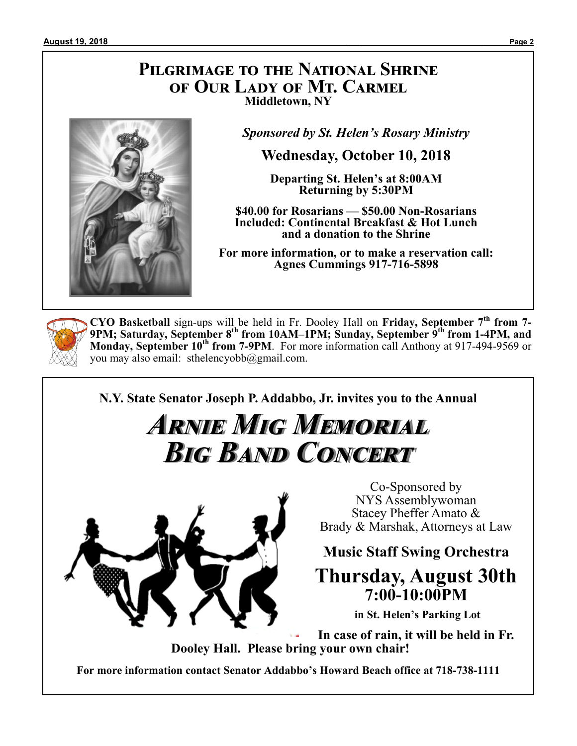# Pilgrimage to the National Shrine of Our Lady of Mt. Carmel

**Middletown, NY**

***Sponsored by St. Helen's Rosary Ministry***

## Wednesday, October 10, 2018

**Departing St. Helen's at 8:00AM**
**Returning by 5:30PM**

**$40.00 for Rosarians — $50.00 Non-Rosarians**
**Included: Continental Breakfast & Hot Lunch and a donation to the Shrine**

**For more information, or to make a reservation call:**
**Agnes Cummings 917-716-5898**

---

**CYO Basketball** sign-ups will be held in Fr. Dooley Hall on **Friday, September 7th from 7-9PM; Saturday, September 8th from 10AM–1PM; Sunday, September 9th from 1-4PM, and Monday, September 10th from 7-9PM**. For more information call Anthony at 917-494-9569 or you may also email: sthelencyobb@gmail.com.

---

**N.Y. State Senator Joseph P. Addabbo, Jr. invites you to the Annual**

# *Arnie Mig Memorial Big Band Concert*

Co-Sponsored by
NYS Assemblywoman
Stacey Pheffer Amato &
Brady & Marshak, Attorneys at Law

**Music Staff Swing Orchestra**

## Thursday, August 30th
## 7:00-10:00PM

**in St. Helen's Parking Lot**

**In case of rain, it will be held in Fr. Dooley Hall. Please bring your own chair!**

**For more information contact Senator Addabbo's Howard Beach office at 718-738-1111**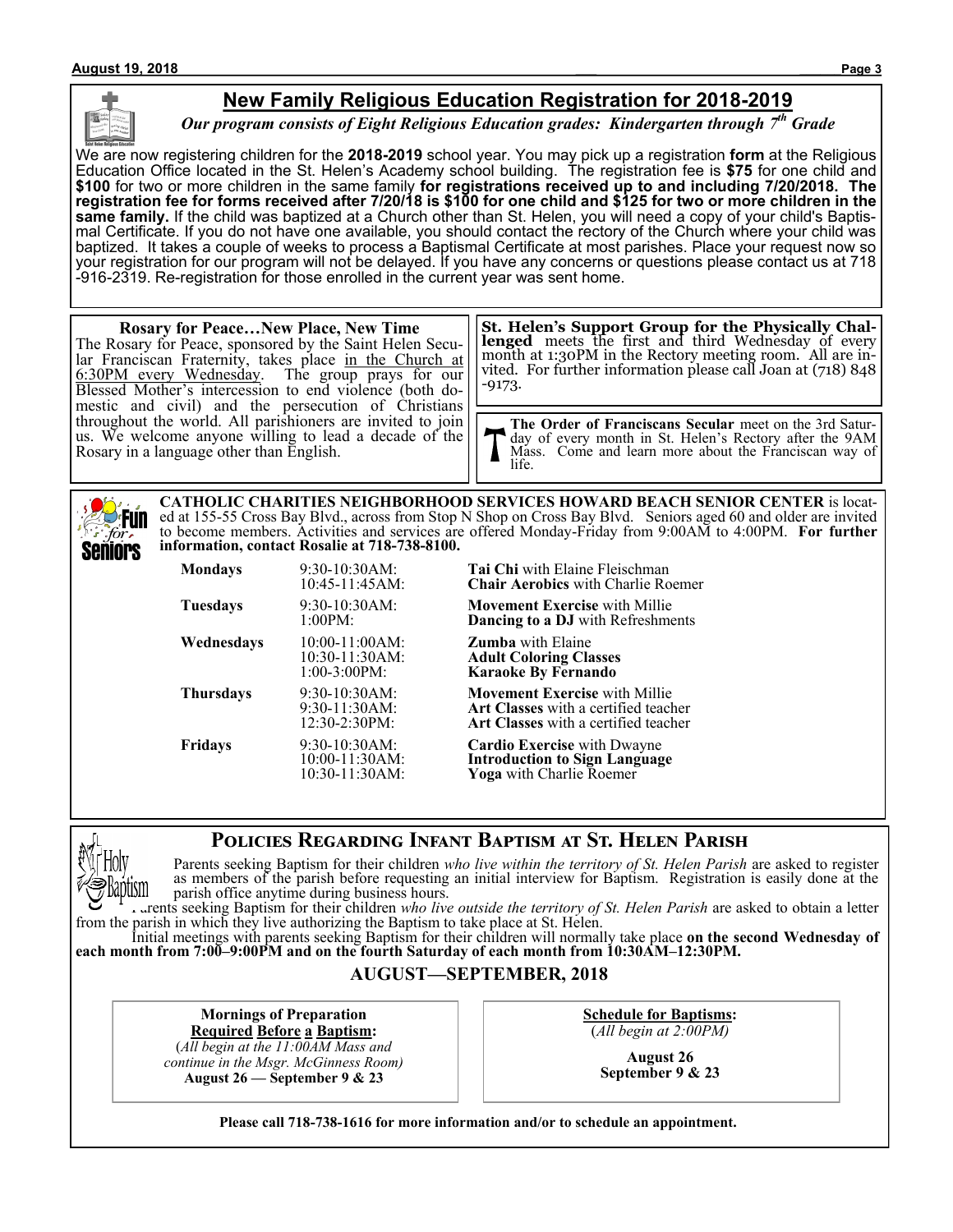## New Family Religious Education Registration for 2018-2019

***Our program consists of Eight Religious Education grades: Kindergarten through 7th Grade***

We are now registering children for the **2018-2019** school year. You may pick up a registration **form** at the Religious Education Office located in the St. Helen's Academy school building. The registration fee is **$75** for one child and **$100** for two or more children in the same family **for registrations received up to and including 7/20/2018. The registration fee for forms received after 7/20/18 is $100 for one child and $125 for two or more children in the same family.** If the child was baptized at a Church other than St. Helen, you will need a copy of your child's Baptismal Certificate. If you do not have one available, you should contact the rectory of the Church where your child was baptized. It takes a couple of weeks to process a Baptismal Certificate at most parishes. Place your request now so your registration for our program will not be delayed. If you have any concerns or questions please contact us at 718-916-2319. Re-registration for those enrolled in the current year was sent home.

**Rosary for Peace…New Place, New Time**

The Rosary for Peace, sponsored by the Saint Helen Secular Franciscan Fraternity, takes place in the Church at 6:30PM every Wednesday. The group prays for our Blessed Mother's intercession to end violence (both domestic and civil) and the persecution of Christians throughout the world. All parishioners are invited to join us. We welcome anyone willing to lead a decade of the Rosary in a language other than English.

**St. Helen's Support Group for the Physically Challenged** meets the first and third Wednesday of every month at 1:30PM in the Rectory meeting room. All are invited. For further information please call Joan at (718) 848-9173.

**The Order of Franciscans Secular** meet on the 3rd Saturday of every month in St. Helen's Rectory after the 9AM Mass. Come and learn more about the Franciscan way of life.

**CATHOLIC CHARITIES NEIGHBORHOOD SERVICES HOWARD BEACH SENIOR CENTER** is located at 155-55 Cross Bay Blvd., across from Stop N Shop on Cross Bay Blvd. Seniors aged 60 and older are invited to become members. Activities and services are offered Monday-Friday from 9:00AM to 4:00PM. **For further information, contact Rosalie at 718-738-8100.**

| | | |
|---|---|---|
| **Mondays** | 9:30-10:30AM: | **Tai Chi** with Elaine Fleischman |
| | 10:45-11:45AM: | **Chair Aerobics** with Charlie Roemer |
| **Tuesdays** | 9:30-10:30AM: | **Movement Exercise** with Millie |
| | 1:00PM: | **Dancing to a DJ** with Refreshments |
| **Wednesdays** | 10:00-11:00AM: | **Zumba** with Elaine |
| | 10:30-11:30AM: | **Adult Coloring Classes** |
| | 1:00-3:00PM: | **Karaoke By Fernando** |
| **Thursdays** | 9:30-10:30AM: | **Movement Exercise** with Millie |
| | 9:30-11:30AM: | **Art Classes** with a certified teacher |
| | 12:30-2:30PM: | **Art Classes** with a certified teacher |
| **Fridays** | 9:30-10:30AM: | **Cardio Exercise** with Dwayne |
| | 10:00-11:30AM: | **Introduction to Sign Language** |
| | 10:30-11:30AM: | **Yoga** with Charlie Roemer |

## Policies Regarding Infant Baptism at St. Helen Parish

Parents seeking Baptism for their children *who live within the territory of St. Helen Parish* are asked to register as members of the parish before requesting an initial interview for Baptism. Registration is easily done at the parish office anytime during business hours.

Parents seeking Baptism for their children *who live outside the territory of St. Helen Parish* are asked to obtain a letter from the parish in which they live authorizing the Baptism to take place at St. Helen.

Initial meetings with parents seeking Baptism for their children will normally take place **on the second Wednesday of each month from 7:00–9:00PM and on the fourth Saturday of each month from 10:30AM–12:30PM.**

### AUGUST—SEPTEMBER, 2018

**Mornings of Preparation**
**Required Before a Baptism:**
(*All begin at the 11:00AM Mass and continue in the Msgr. McGinness Room)*
**August 26 — September 9 & 23**

**Schedule for Baptisms:**
(*All begin at 2:00PM)*

**August 26**
**September 9 & 23**

**Please call 718-738-1616 for more information and/or to schedule an appointment.**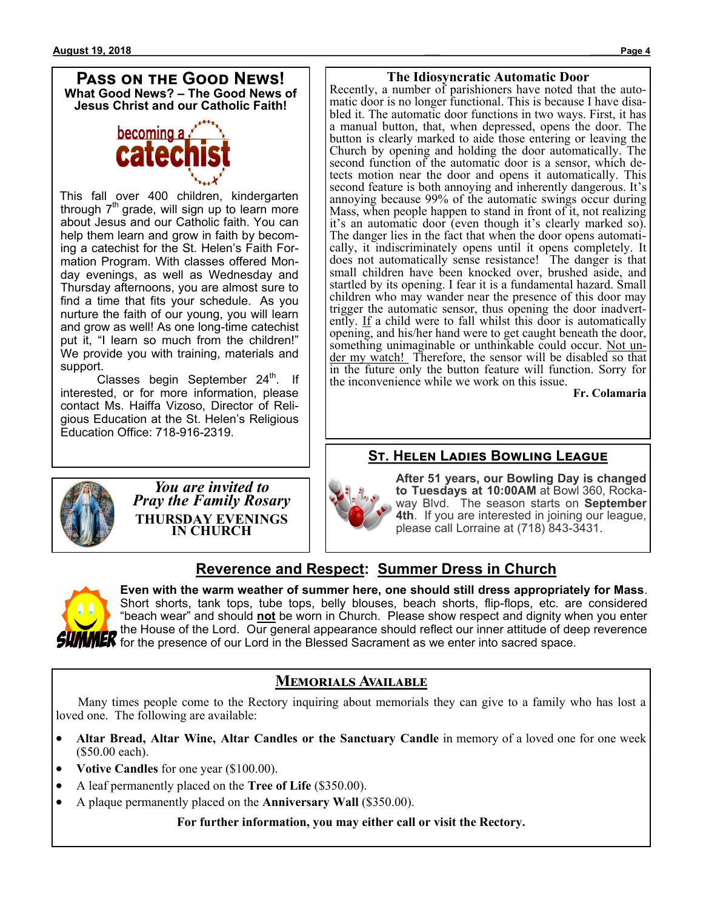## Pass on the Good News!

**What Good News? – The Good News of Jesus Christ and our Catholic Faith!**

becoming a catechist

This fall over 400 children, kindergarten through 7th grade, will sign up to learn more about Jesus and our Catholic faith. You can help them learn and grow in faith by becoming a catechist for the St. Helen's Faith Formation Program. With classes offered Monday evenings, as well as Wednesday and Thursday afternoons, you are almost sure to find a time that fits your schedule. As you nurture the faith of our young, you will learn and grow as well! As one long-time catechist put it, "I learn so much from the children!" We provide you with training, materials and support.

Classes begin September 24th. If interested, or for more information, please contact Ms. Haiffa Vizoso, Director of Religious Education at the St. Helen's Religious Education Office: 718-916-2319.

*You are invited to Pray the Family Rosary*

**THURSDAY EVENINGS IN CHURCH**

## The Idiosyncratic Automatic Door

Recently, a number of parishioners have noted that the automatic door is no longer functional. This is because I have disabled it. The automatic door functions in two ways. First, it has a manual button, that, when depressed, opens the door. The button is clearly marked to aide those entering or leaving the Church by opening and holding the door automatically. The second function of the automatic door is a sensor, which detects motion near the door and opens it automatically. This second feature is both annoying and inherently dangerous. It's annoying because 99% of the automatic swings occur during Mass, when people happen to stand in front of it, not realizing it's an automatic door (even though it's clearly marked so). The danger lies in the fact that when the door opens automatically, it indiscriminately opens until it opens completely. It does not automatically sense resistance! The danger is that small children have been knocked over, brushed aside, and startled by its opening. I fear it is a fundamental hazard. Small children who may wander near the presence of this door may trigger the automatic sensor, thus opening the door inadvertently. If a child were to fall whilst this door is automatically opening, and his/her hand were to get caught beneath the door, something unimaginable or unthinkable could occur. Not under my watch! Therefore, the sensor will be disabled so that in the future only the button feature will function. Sorry for the inconvenience while we work on this issue.

**Fr. Colamaria**

## St. Helen Ladies Bowling League

**After 51 years, our Bowling Day is changed to Tuesdays at 10:00AM** at Bowl 360, Rockaway Blvd. The season starts on **September 4th**. If you are interested in joining our league, please call Lorraine at (718) 843-3431.

## Reverence and Respect: Summer Dress in Church

**Even with the warm weather of summer here, one should still dress appropriately for Mass**. Short shorts, tank tops, tube tops, belly blouses, beach shorts, flip-flops, etc. are considered "beach wear" and should **not** be worn in Church. Please show respect and dignity when you enter the House of the Lord. Our general appearance should reflect our inner attitude of deep reverence for the presence of our Lord in the Blessed Sacrament as we enter into sacred space.

## Memorials Available

Many times people come to the Rectory inquiring about memorials they can give to a family who has lost a loved one. The following are available:

- **Altar Bread, Altar Wine, Altar Candles or the Sanctuary Candle** in memory of a loved one for one week ($50.00 each).
- **Votive Candles** for one year ($100.00).
- A leaf permanently placed on the **Tree of Life** ($350.00).
- A plaque permanently placed on the **Anniversary Wall** ($350.00).

**For further information, you may either call or visit the Rectory.**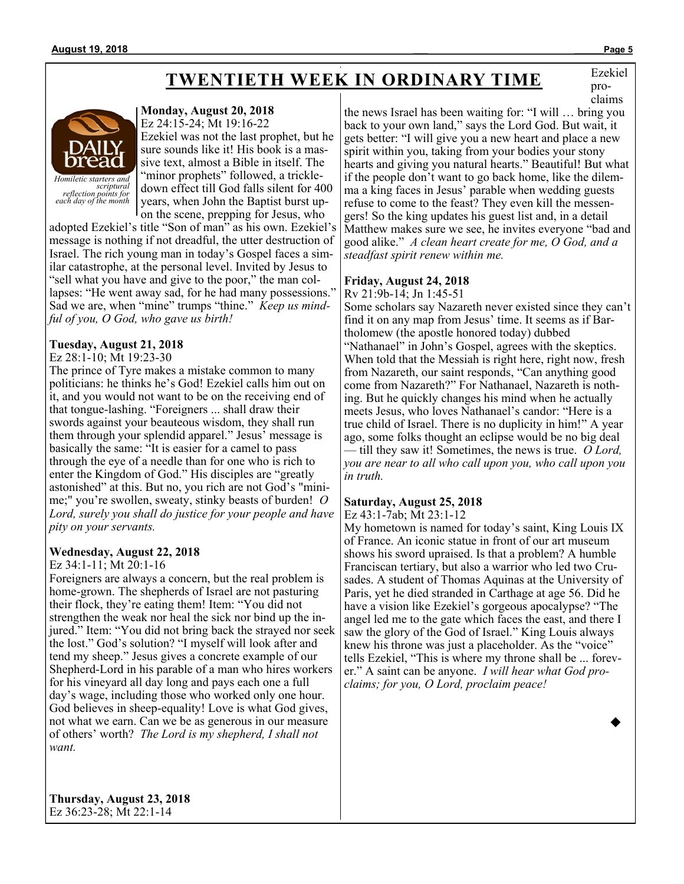# TWENTIETH WEEK IN ORDINARY TIME

DAILY bread

*Homiletic starters and scriptural reflection points for each day of the month*

**Monday, August 20, 2018**

Ez 24:15-24; Mt 19:16-22

Ezekiel was not the last prophet, but he sure sounds like it! His book is a massive text, almost a Bible in itself. The "minor prophets" followed, a trickle-down effect till God falls silent for 400 years, when John the Baptist burst upon the scene, prepping for Jesus, who adopted Ezekiel's title "Son of man" as his own. Ezekiel's message is nothing if not dreadful, the utter destruction of Israel. The rich young man in today's Gospel faces a similar catastrophe, at the personal level. Invited by Jesus to "sell what you have and give to the poor," the man collapses: "He went away sad, for he had many possessions." Sad we are, when "mine" trumps "thine." *Keep us mindful of you, O God, who gave us birth!*

**Tuesday, August 21, 2018**

Ez 28:1-10; Mt 19:23-30

The prince of Tyre makes a mistake common to many politicians: he thinks he's God! Ezekiel calls him out on it, and you would not want to be on the receiving end of that tongue-lashing. "Foreigners ... shall draw their swords against your beauteous wisdom, they shall run them through your splendid apparel." Jesus' message is basically the same: "It is easier for a camel to pass through the eye of a needle than for one who is rich to enter the Kingdom of God." His disciples are "greatly astonished" at this. But no, you rich are not God's "mini-me;" you're swollen, sweaty, stinky beasts of burden! *O Lord, surely you shall do justice for your people and have pity on your servants.*

**Wednesday, August 22, 2018**

Ez 34:1-11; Mt 20:1-16

Foreigners are always a concern, but the real problem is home-grown. The shepherds of Israel are not pasturing their flock, they're eating them! Item: "You did not strengthen the weak nor heal the sick nor bind up the injured." Item: "You did not bring back the strayed nor seek the lost." God's solution? "I myself will look after and tend my sheep." Jesus gives a concrete example of our Shepherd-Lord in his parable of a man who hires workers for his vineyard all day long and pays each one a full day's wage, including those who worked only one hour. God believes in sheep-equality! Love is what God gives, not what we earn. Can we be as generous in our measure of others' worth? *The Lord is my shepherd, I shall not want.*

**Thursday, August 23, 2018**

Ez 36:23-28; Mt 22:1-14

Ezekiel proclaims the news Israel has been waiting for: "I will … bring you back to your own land," says the Lord God. But wait, it gets better: "I will give you a new heart and place a new spirit within you, taking from your bodies your stony hearts and giving you natural hearts." Beautiful! But what if the people don't want to go back home, like the dilemma a king faces in Jesus' parable when wedding guests refuse to come to the feast? They even kill the messengers! So the king updates his guest list and, in a detail Matthew makes sure we see, he invites everyone "bad and good alike." *A clean heart create for me, O God, and a steadfast spirit renew within me.*

**Friday, August 24, 2018**

Rv 21:9b-14; Jn 1:45-51

Some scholars say Nazareth never existed since they can't find it on any map from Jesus' time. It seems as if Bartholomew (the apostle honored today) dubbed "Nathanael" in John's Gospel, agrees with the skeptics. When told that the Messiah is right here, right now, fresh from Nazareth, our saint responds, "Can anything good come from Nazareth?" For Nathanael, Nazareth is nothing. But he quickly changes his mind when he actually meets Jesus, who loves Nathanael's candor: "Here is a true child of Israel. There is no duplicity in him!" A year ago, some folks thought an eclipse would be no big deal — till they saw it! Sometimes, the news is true. *O Lord, you are near to all who call upon you, who call upon you in truth.*

**Saturday, August 25, 2018**

Ez 43:1-7ab; Mt 23:1-12

My hometown is named for today's saint, King Louis IX of France. An iconic statue in front of our art museum shows his sword upraised. Is that a problem? A humble Franciscan tertiary, but also a warrior who led two Crusades. A student of Thomas Aquinas at the University of Paris, yet he died stranded in Carthage at age 56. Did he have a vision like Ezekiel's gorgeous apocalypse? "The angel led me to the gate which faces the east, and there I saw the glory of the God of Israel." King Louis always knew his throne was just a placeholder. As the "voice" tells Ezekiel, "This is where my throne shall be ... forever." A saint can be anyone. *I will hear what God proclaims; for you, O Lord, proclaim peace!*

◆